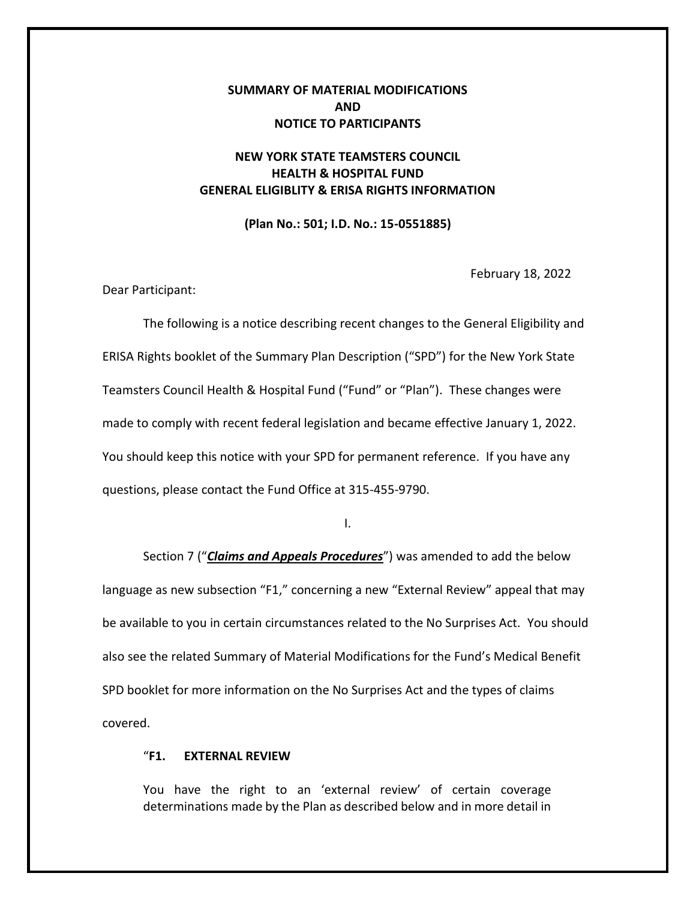**SUMMARY OF MATERIAL MODIFICATIONS**
**AND**
**NOTICE TO PARTICIPANTS**

**NEW YORK STATE TEAMSTERS COUNCIL**
**HEALTH & HOSPITAL FUND**
**GENERAL ELIGIBLITY & ERISA RIGHTS INFORMATION**

**(Plan No.: 501; I.D. No.: 15-0551885)**

February 18, 2022

Dear Participant:

The following is a notice describing recent changes to the General Eligibility and ERISA Rights booklet of the Summary Plan Description ("SPD") for the New York State Teamsters Council Health & Hospital Fund ("Fund" or "Plan"). These changes were made to comply with recent federal legislation and became effective January 1, 2022. You should keep this notice with your SPD for permanent reference. If you have any questions, please contact the Fund Office at 315-455-9790.

I.

Section 7 ("***Claims and Appeals Procedures***") was amended to add the below language as new subsection "F1," concerning a new "External Review" appeal that may be available to you in certain circumstances related to the No Surprises Act. You should also see the related Summary of Material Modifications for the Fund's Medical Benefit SPD booklet for more information on the No Surprises Act and the types of claims covered.

"**F1. EXTERNAL REVIEW**

You have the right to an 'external review' of certain coverage determinations made by the Plan as described below and in more detail in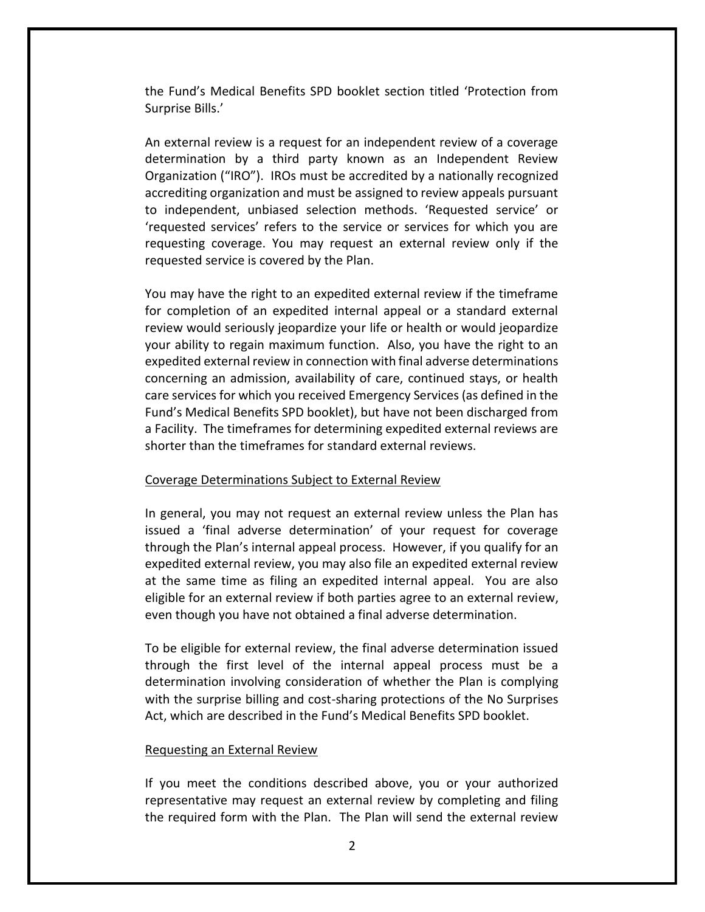the Fund's Medical Benefits SPD booklet section titled 'Protection from Surprise Bills.'

An external review is a request for an independent review of a coverage determination by a third party known as an Independent Review Organization ("IRO"). IROs must be accredited by a nationally recognized accrediting organization and must be assigned to review appeals pursuant to independent, unbiased selection methods. 'Requested service' or 'requested services' refers to the service or services for which you are requesting coverage. You may request an external review only if the requested service is covered by the Plan.

You may have the right to an expedited external review if the timeframe for completion of an expedited internal appeal or a standard external review would seriously jeopardize your life or health or would jeopardize your ability to regain maximum function. Also, you have the right to an expedited external review in connection with final adverse determinations concerning an admission, availability of care, continued stays, or health care services for which you received Emergency Services (as defined in the Fund's Medical Benefits SPD booklet), but have not been discharged from a Facility. The timeframes for determining expedited external reviews are shorter than the timeframes for standard external reviews.

<u>Coverage Determinations Subject to External Review</u>

In general, you may not request an external review unless the Plan has issued a 'final adverse determination' of your request for coverage through the Plan's internal appeal process. However, if you qualify for an expedited external review, you may also file an expedited external review at the same time as filing an expedited internal appeal. You are also eligible for an external review if both parties agree to an external review, even though you have not obtained a final adverse determination.

To be eligible for external review, the final adverse determination issued through the first level of the internal appeal process must be a determination involving consideration of whether the Plan is complying with the surprise billing and cost-sharing protections of the No Surprises Act, which are described in the Fund's Medical Benefits SPD booklet.

<u>Requesting an External Review</u>

If you meet the conditions described above, you or your authorized representative may request an external review by completing and filing the required form with the Plan. The Plan will send the external review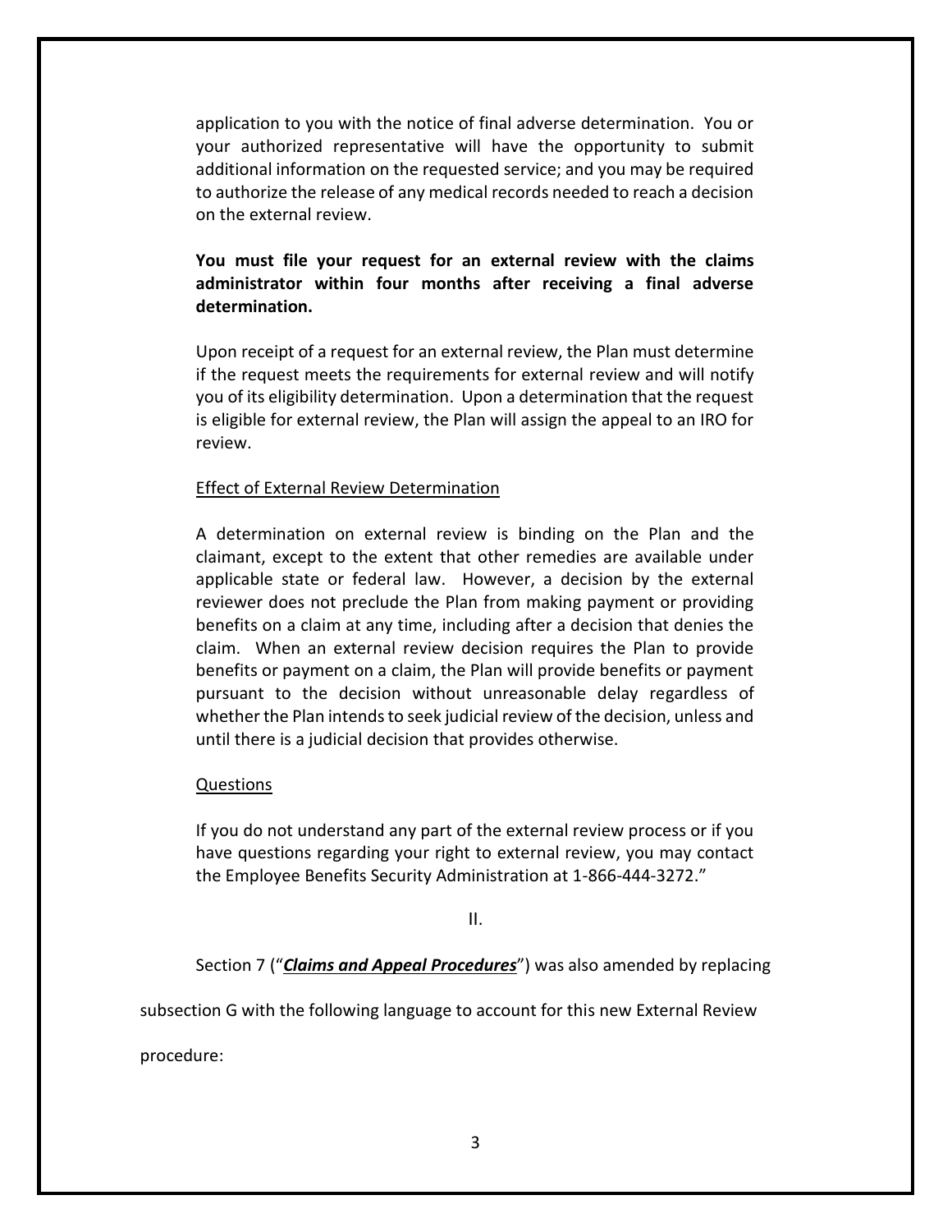application to you with the notice of final adverse determination. You or your authorized representative will have the opportunity to submit additional information on the requested service; and you may be required to authorize the release of any medical records needed to reach a decision on the external review.

**You must file your request for an external review with the claims administrator within four months after receiving a final adverse determination.**

Upon receipt of a request for an external review, the Plan must determine if the request meets the requirements for external review and will notify you of its eligibility determination. Upon a determination that the request is eligible for external review, the Plan will assign the appeal to an IRO for review.

<u>Effect of External Review Determination</u>

A determination on external review is binding on the Plan and the claimant, except to the extent that other remedies are available under applicable state or federal law. However, a decision by the external reviewer does not preclude the Plan from making payment or providing benefits on a claim at any time, including after a decision that denies the claim. When an external review decision requires the Plan to provide benefits or payment on a claim, the Plan will provide benefits or payment pursuant to the decision without unreasonable delay regardless of whether the Plan intends to seek judicial review of the decision, unless and until there is a judicial decision that provides otherwise.

<u>Questions</u>

If you do not understand any part of the external review process or if you have questions regarding your right to external review, you may contact the Employee Benefits Security Administration at 1-866-444-3272."

II.

Section 7 ("***<u>Claims and Appeal Procedures</u>***") was also amended by replacing subsection G with the following language to account for this new External Review procedure: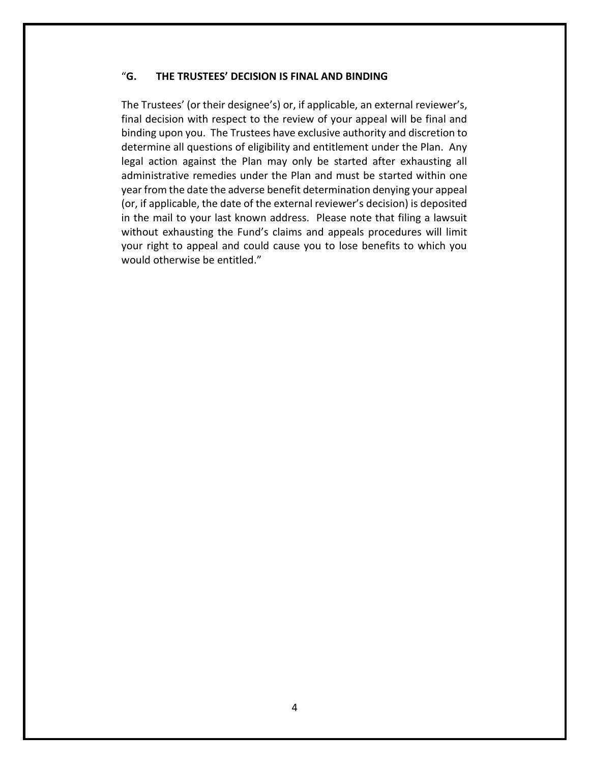### "G. THE TRUSTEES' DECISION IS FINAL AND BINDING

The Trustees' (or their designee's) or, if applicable, an external reviewer's, final decision with respect to the review of your appeal will be final and binding upon you. The Trustees have exclusive authority and discretion to determine all questions of eligibility and entitlement under the Plan. Any legal action against the Plan may only be started after exhausting all administrative remedies under the Plan and must be started within one year from the date the adverse benefit determination denying your appeal (or, if applicable, the date of the external reviewer's decision) is deposited in the mail to your last known address. Please note that filing a lawsuit without exhausting the Fund's claims and appeals procedures will limit your right to appeal and could cause you to lose benefits to which you would otherwise be entitled."